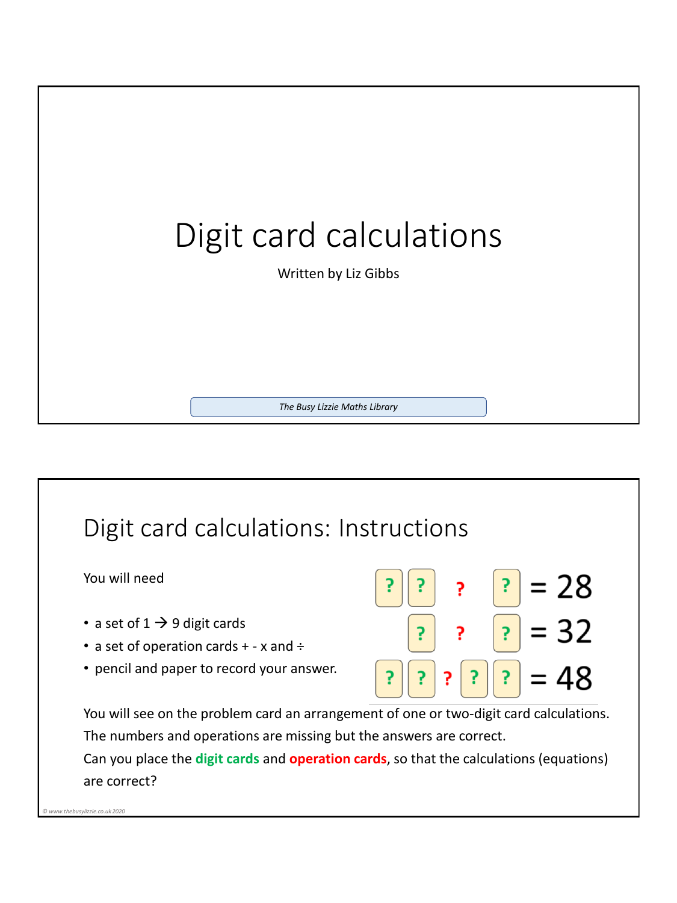# Digit card calculations

Written by Liz Gibbs

*The Busy Lizzie Maths Library*

## Digit card calculations: Instructions

You will need

- a set of 1 → 9 digit cards
- a set of operation cards + - x and ÷
- pencil and paper to record your answer.

? ? ? ? = 28

? ? ? = 32

? ? ? ? ? = 48

You will see on the problem card an arrangement of one or two-digit card calculations.
The numbers and operations are missing but the answers are correct.
Can you place the **digit cards** and **operation cards**, so that the calculations (equations) are correct?

*© www.thebusylizzie.co.uk 2020*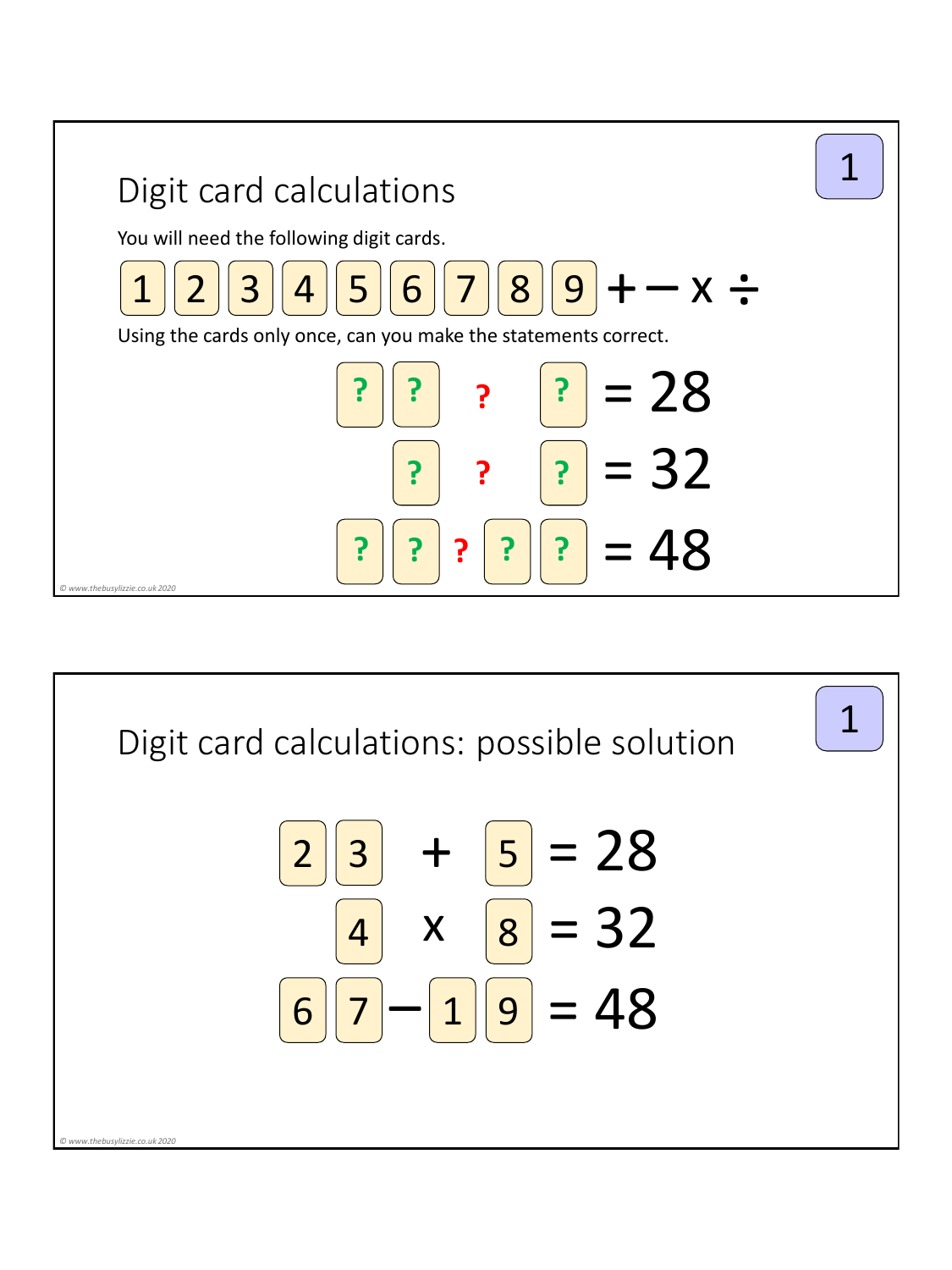## Digit card calculations

You will need the following digit cards.

1 2 3 4 5 6 7 8 9 + − x ÷

Using the cards only once, can you make the statements correct.

? ? ? ? = 28

? ? ? = 32

? ? ? ? ? = 48

## Digit card calculations: possible solution

2 3 + 5 = 28

4 x 8 = 32

6 7 − 1 9 = 48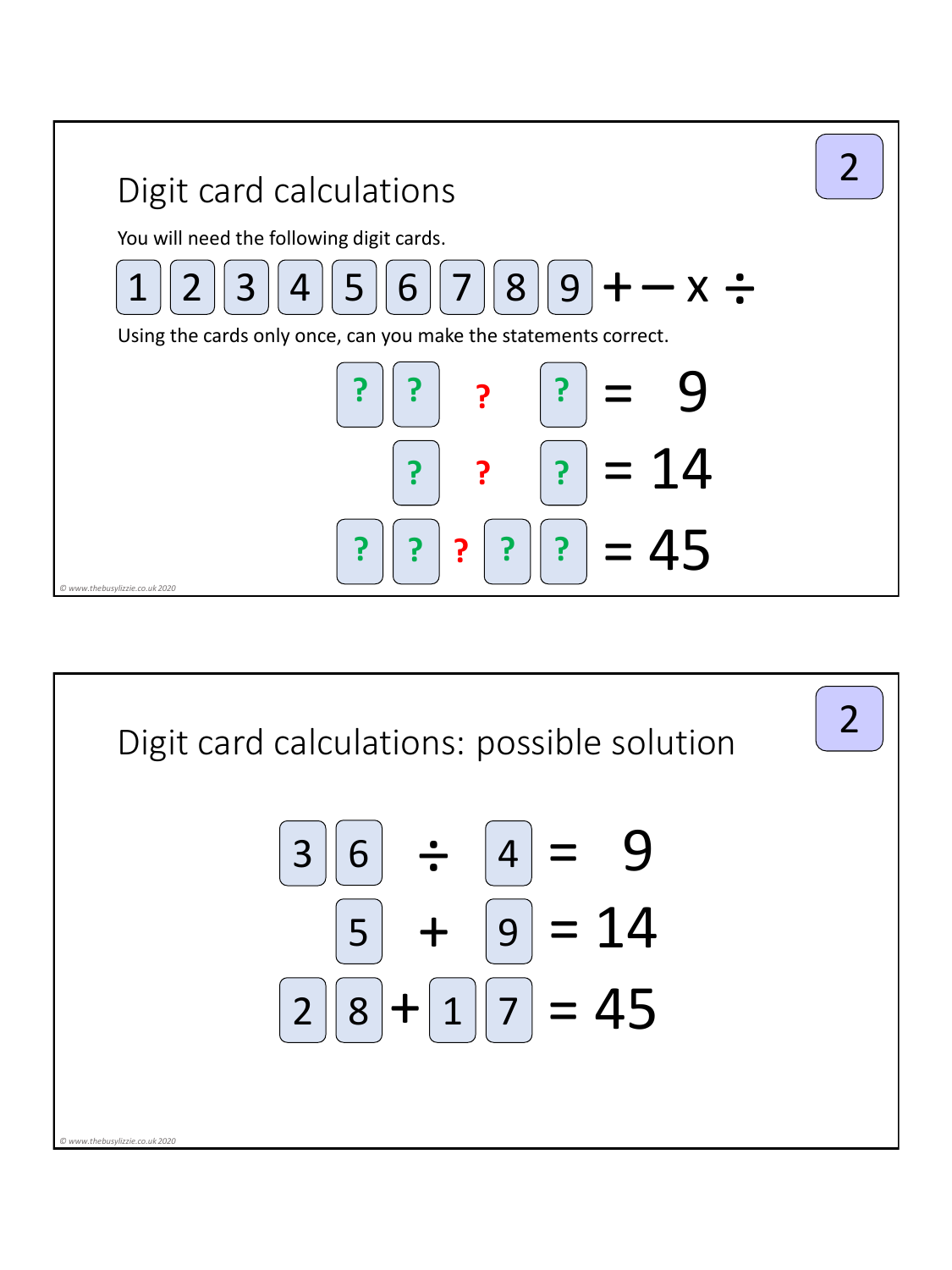## Digit card calculations

You will need the following digit cards.

1 2 3 4 5 6 7 8 9 + − x ÷

Using the cards only once, can you make the statements correct.

? ? ? ? = 9

? ? ? = 14

? ? ? ? ? = 45

© www.thebusylizzie.co.uk 2020

## Digit card calculations: possible solution

$36 \div 4 = 9$

$5 + 9 = 14$

$28 + 17 = 45$

© www.thebusylizzie.co.uk 2020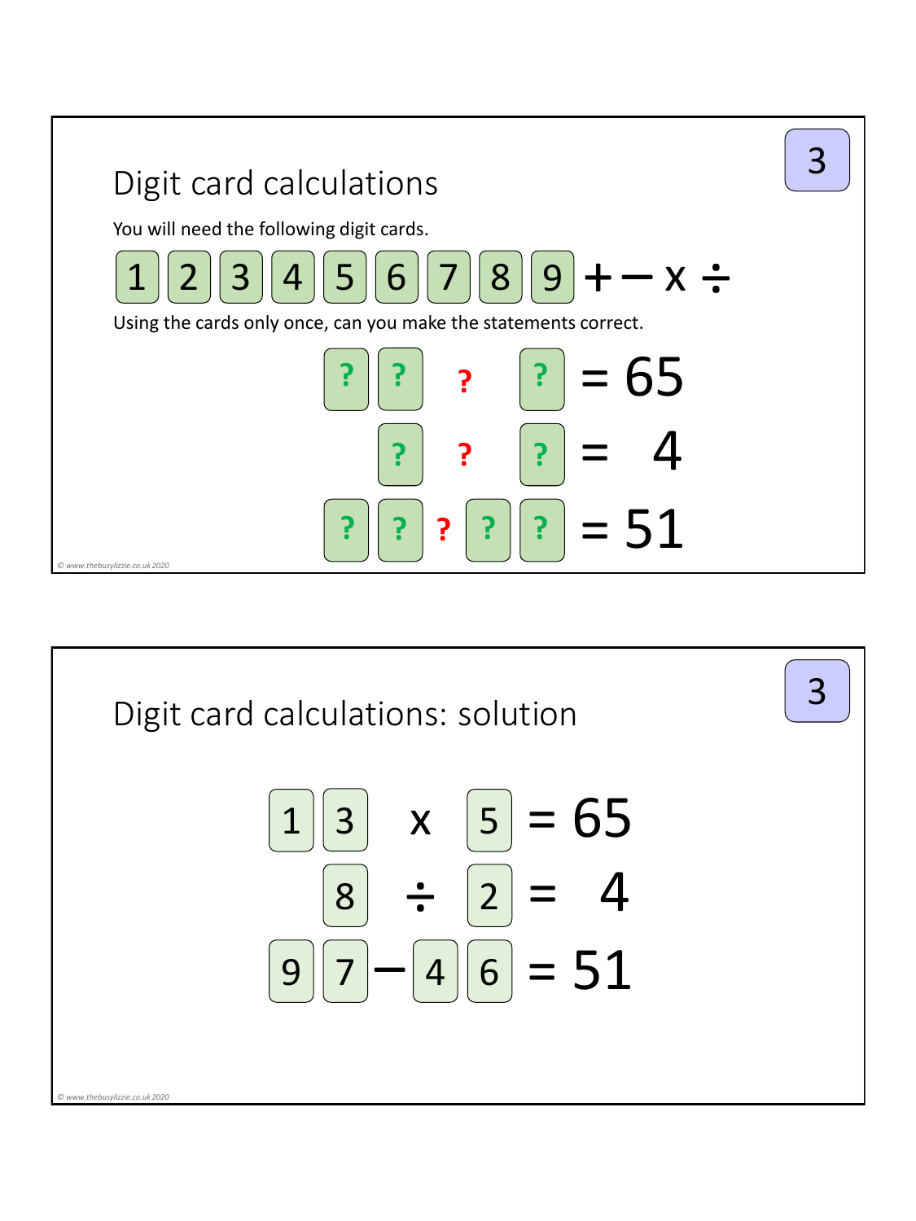## Digit card calculations

3

You will need the following digit cards.

1 2 3 4 5 6 7 8 9 + − x ÷

Using the cards only once, can you make the statements correct.

? ? ? ? = 65

? ? ? = 4

? ? ? ? ? = 51

© www.thebusylizzie.co.uk 2020

## Digit card calculations: solution

3

1 3 x 5 = 65

8 ÷ 2 = 4

9 7 − 4 6 = 51

© www.thebusylizzie.co.uk 2020